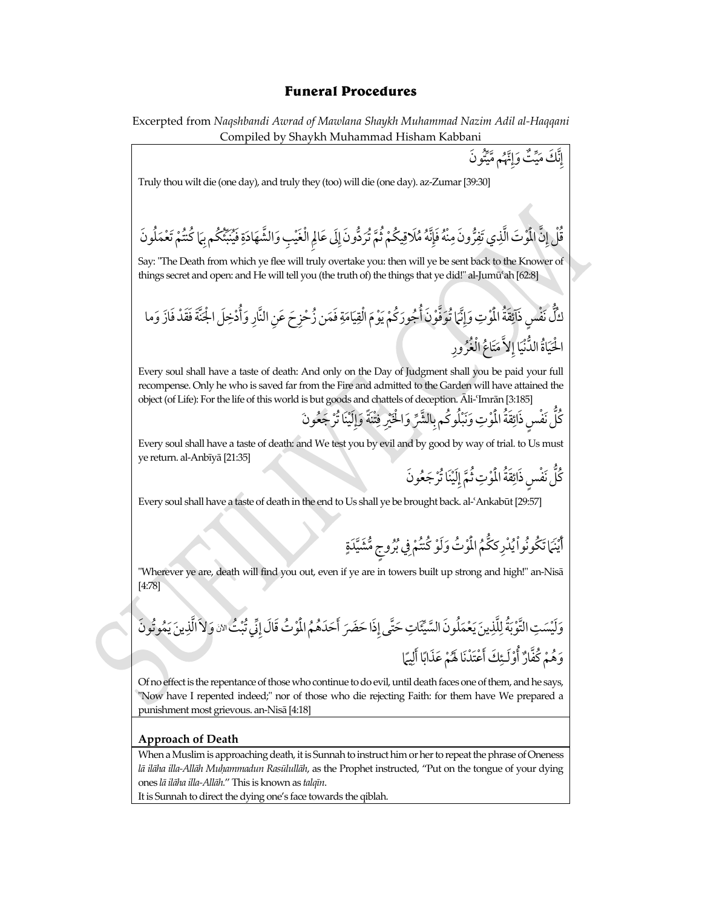# Funeral Procedures

Excerpted from *Naqshbandi Awrad of Mawlana Shaykh Muhammad Nazim Adil al-Haqqani*
Compiled by Shaykh Muhammad Hisham Kabbani

إِنَّكَ مَيِّتٌ وَإِنَّهُم مَّيِّتُونَ

Truly thou wilt die (one day), and truly they (too) will die (one day). az-Zumar [39:30]

قُلْ إِنَّ الْمَوْتَ الَّذِي تَفِرُّونَ مِنْهُ فَإِنَّهُ مُلَاقِيكُمْ ثُمَّ تُرَدُّونَ إِلَى عَالِمِ الْغَيْبِ وَالشَّهَادَةِ فَيُنَبِّئُكُم بِمَا كُنتُمْ تَعْمَلُونَ

Say: "The Death from which ye flee will truly overtake you: then will ye be sent back to the Knower of things secret and open: and He will tell you (the truth of) the things that ye did!" al-Jumūʿah [62:8]

كُلُّ نَفْسٍ ذَائِقَةُ الْمَوْتِ وَإِنَّمَا تُوَفَّوْنَ أُجُورَكُمْ يَوْمَ الْقِيَامَةِ فَمَن زُحْزِحَ عَنِ النَّارِ وَأُدْخِلَ الْجَنَّةَ فَقَدْ فَازَ وَما الْحَيَاةُ الدُّنْيَا إِلاَّ مَتَاعُ الْغُرُورِ

Every soul shall have a taste of death: And only on the Day of Judgment shall you be paid your full recompense. Only he who is saved far from the Fire and admitted to the Garden will have attained the object (of Life): For the life of this world is but goods and chattels of deception. Āli-ʿImrān [3:185]

كُلُّ نَفْسٍ ذَائِقَةُ الْمَوْتِ وَنَبْلُوكُم بِالشَّرِّ وَالْخَيْرِ فِتْنَةً وَإِلَيْنَا تُرْجَعُونَ

Every soul shall have a taste of death: and We test you by evil and by good by way of trial. to Us must ye return. al-Anbīyā [21:35]

كُلُّ نَفْسٍ ذَائِقَةُ الْمَوْتِ ثُمَّ إِلَيْنَا تُرْجَعُونَ

Every soul shall have a taste of death in the end to Us shall ye be brought back. al-ʿAnkabūt [29:57]

أَيْنَمَا تَكُونُواْ يُدْرِككُّمُ الْمَوْتُ وَلَوْ كُنتُمْ فِي بُرُوجٍ مُّشَيَّدَةٍ

"Wherever ye are, death will find you out, even if ye are in towers built up strong and high!" an-Nisā [4:78]

وَلَيْسَتِ التَّوْبَةُ لِلَّذِينَ يَعْمَلُونَ السَّيِّئَاتِ حَتَّى إِذَا حَضَرَ أَحَدَهُمُ الْمَوْتُ قَالَ إِنِّي تُبْتُ الآنَ وَلاَ الَّذِينَ يَمُوتُونَ وَهُمْ كُفَّارٌ أُوْلَـئِكَ أَعْتَدْنَا لَهُمْ عَذَابًا أَلِيمًا

Of no effect is the repentance of those who continue to do evil, until death faces one of them, and he says, "Now have I repented indeed;" nor of those who die rejecting Faith: for them have We prepared a punishment most grievous. an-Nisā [4:18]

## Approach of Death

When a Muslim is approaching death, it is Sunnah to instruct him or her to repeat the phrase of Oneness *lā ilāha illa-Allāh Muḥammadun Rasūlullāh*, as the Prophet instructed, "Put on the tongue of your dying ones *lā ilāha illa-Allāh*." This is known as *talqīn*.

It is Sunnah to direct the dying one's face towards the qiblah.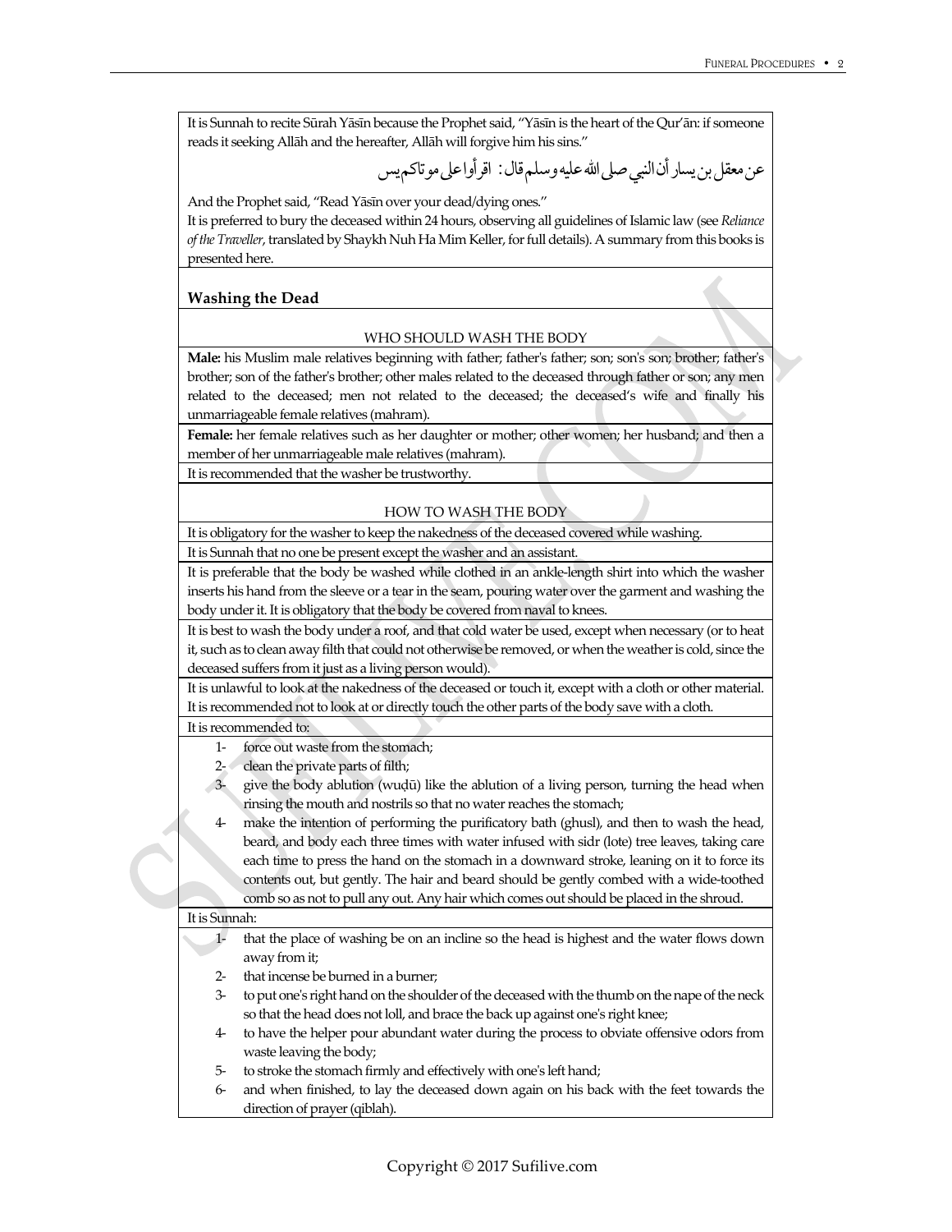It is Sunnah to recite Sūrah Yāsīn because the Prophet said, "Yāsīn is the heart of the Qur'ān: if someone reads it seeking Allāh and the hereafter, Allāh will forgive him his sins."

عن معقل بن يسار أن النبي صلى الله عليه وسلم قال: اقرأوا على موتاكم يس

And the Prophet said, "Read Yāsīn over your dead/dying ones."

It is preferred to bury the deceased within 24 hours, observing all guidelines of Islamic law (see *Reliance of the Traveller*, translated by Shaykh Nuh Ha Mim Keller, for full details). A summary from this books is presented here.

## Washing the Dead

### WHO SHOULD WASH THE BODY

**Male:** his Muslim male relatives beginning with father; father's father; son; son's son; brother; father's brother; son of the father's brother; other males related to the deceased through father or son; any men related to the deceased; men not related to the deceased; the deceased's wife and finally his unmarriageable female relatives (mahram).

**Female:** her female relatives such as her daughter or mother; other women; her husband; and then a member of her unmarriageable male relatives (mahram).

It is recommended that the washer be trustworthy.

### HOW TO WASH THE BODY

It is obligatory for the washer to keep the nakedness of the deceased covered while washing.

It is Sunnah that no one be present except the washer and an assistant.

It is preferable that the body be washed while clothed in an ankle-length shirt into which the washer inserts his hand from the sleeve or a tear in the seam, pouring water over the garment and washing the body under it. It is obligatory that the body be covered from naval to knees.

It is best to wash the body under a roof, and that cold water be used, except when necessary (or to heat it, such as to clean away filth that could not otherwise be removed, or when the weather is cold, since the deceased suffers from it just as a living person would).

It is unlawful to look at the nakedness of the deceased or touch it, except with a cloth or other material. It is recommended not to look at or directly touch the other parts of the body save with a cloth.

It is recommended to:

1- force out waste from the stomach;
2- clean the private parts of filth;
3- give the body ablution (wuḍū) like the ablution of a living person, turning the head when rinsing the mouth and nostrils so that no water reaches the stomach;
4- make the intention of performing the purificatory bath (ghusl), and then to wash the head, beard, and body each three times with water infused with sidr (lote) tree leaves, taking care each time to press the hand on the stomach in a downward stroke, leaning on it to force its contents out, but gently. The hair and beard should be gently combed with a wide-toothed comb so as not to pull any out. Any hair which comes out should be placed in the shroud.

It is Sunnah:

1- that the place of washing be on an incline so the head is highest and the water flows down away from it;
2- that incense be burned in a burner;
3- to put one's right hand on the shoulder of the deceased with the thumb on the nape of the neck so that the head does not loll, and brace the back up against one's right knee;
4- to have the helper pour abundant water during the process to obviate offensive odors from waste leaving the body;
5- to stroke the stomach firmly and effectively with one's left hand;
6- and when finished, to lay the deceased down again on his back with the feet towards the direction of prayer (qiblah).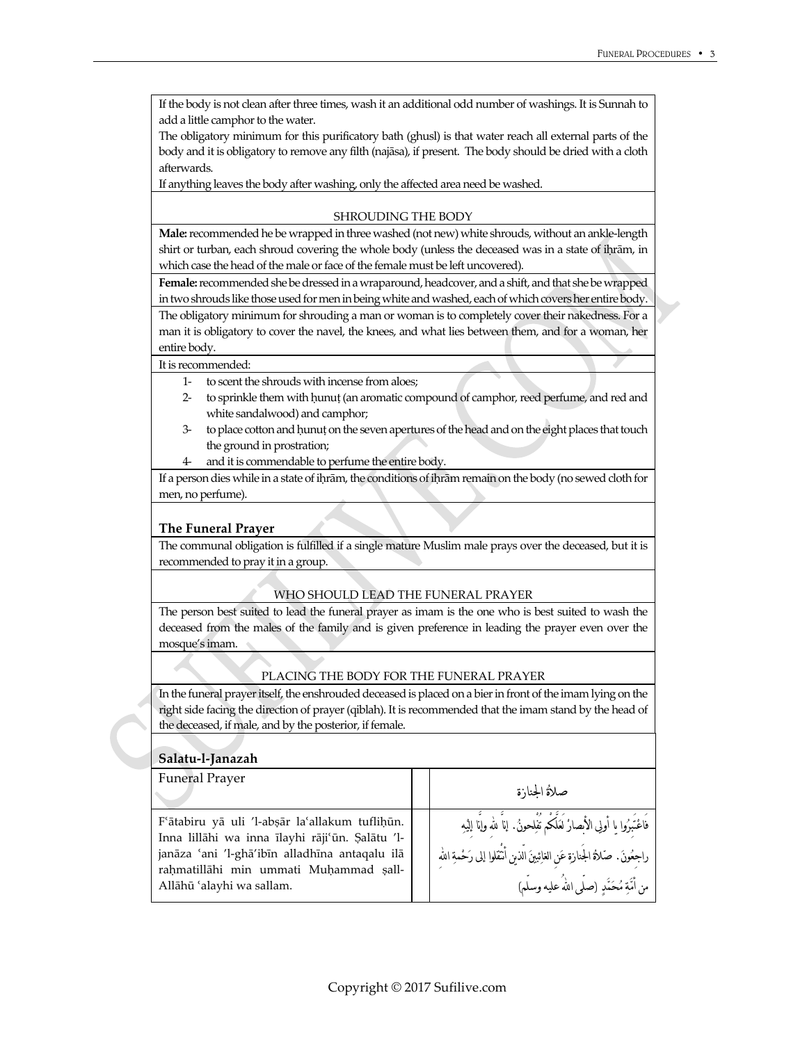If the body is not clean after three times, wash it an additional odd number of washings. It is Sunnah to add a little camphor to the water.

The obligatory minimum for this purificatory bath (ghusl) is that water reach all external parts of the body and it is obligatory to remove any filth (najāsa), if present. The body should be dried with a cloth afterwards.

If anything leaves the body after washing, only the affected area need be washed.

### SHROUDING THE BODY

**Male:** recommended he be wrapped in three washed (not new) white shrouds, without an ankle-length shirt or turban, each shroud covering the whole body (unless the deceased was in a state of iḥrām, in which case the head of the male or face of the female must be left uncovered).

**Female:** recommended she be dressed in a wraparound, headcover, and a shift, and that she be wrapped in two shrouds like those used for men in being white and washed, each of which covers her entire body.

The obligatory minimum for shrouding a man or woman is to completely cover their nakedness. For a man it is obligatory to cover the navel, the knees, and what lies between them, and for a woman, her entire body.

It is recommended:

1- to scent the shrouds with incense from aloes;
2- to sprinkle them with ḥunuṭ (an aromatic compound of camphor, reed perfume, and red and white sandalwood) and camphor;
3- to place cotton and ḥunuṭ on the seven apertures of the head and on the eight places that touch the ground in prostration;
4- and it is commendable to perfume the entire body.

If a person dies while in a state of iḥrām, the conditions of iḥrām remain on the body (no sewed cloth for men, no perfume).

## The Funeral Prayer

The communal obligation is fulfilled if a single mature Muslim male prays over the deceased, but it is recommended to pray it in a group.

### WHO SHOULD LEAD THE FUNERAL PRAYER

The person best suited to lead the funeral prayer as imam is the one who is best suited to wash the deceased from the males of the family and is given preference in leading the prayer even over the mosque's imam.

### PLACING THE BODY FOR THE FUNERAL PRAYER

In the funeral prayer itself, the enshrouded deceased is placed on a bier in front of the imam lying on the right side facing the direction of prayer (qiblah). It is recommended that the imam stand by the head of the deceased, if male, and by the posterior, if female.

## Salatu-l-Janazah

| Funeral Prayer | | صلاةُ الجنازة |
|---|---|---|
| F'ātabiru yā uli 'l-abṣār la'allakum tufliḥūn. Inna lillāhi wa inna īlayhi rāji'ūn. Ṣalātu 'l-janāza 'ani 'l-ghā'ibīn alladhīna antaqalu ilā raḥmatillāhi min ummati Muḥammad ṣall-Allāhū 'alayhi wa sallam. | | فَاعْتَبِرُوا يا أُولِي الأبصارُ لَعَلَّكُمْ تُفْلِحونْ. إنَّا لله وإنَّا إِلَيهِ راجِعُونَ. صَلاةُ الجَنازةِ عَنِ الغائِبِينَ الّذِين أُنْتَقلوا إلى رَحْمةِ اللهِ من أُمَّةِ مُحَمَّدٍ (صلّى اللهُ عليه وسلّم) |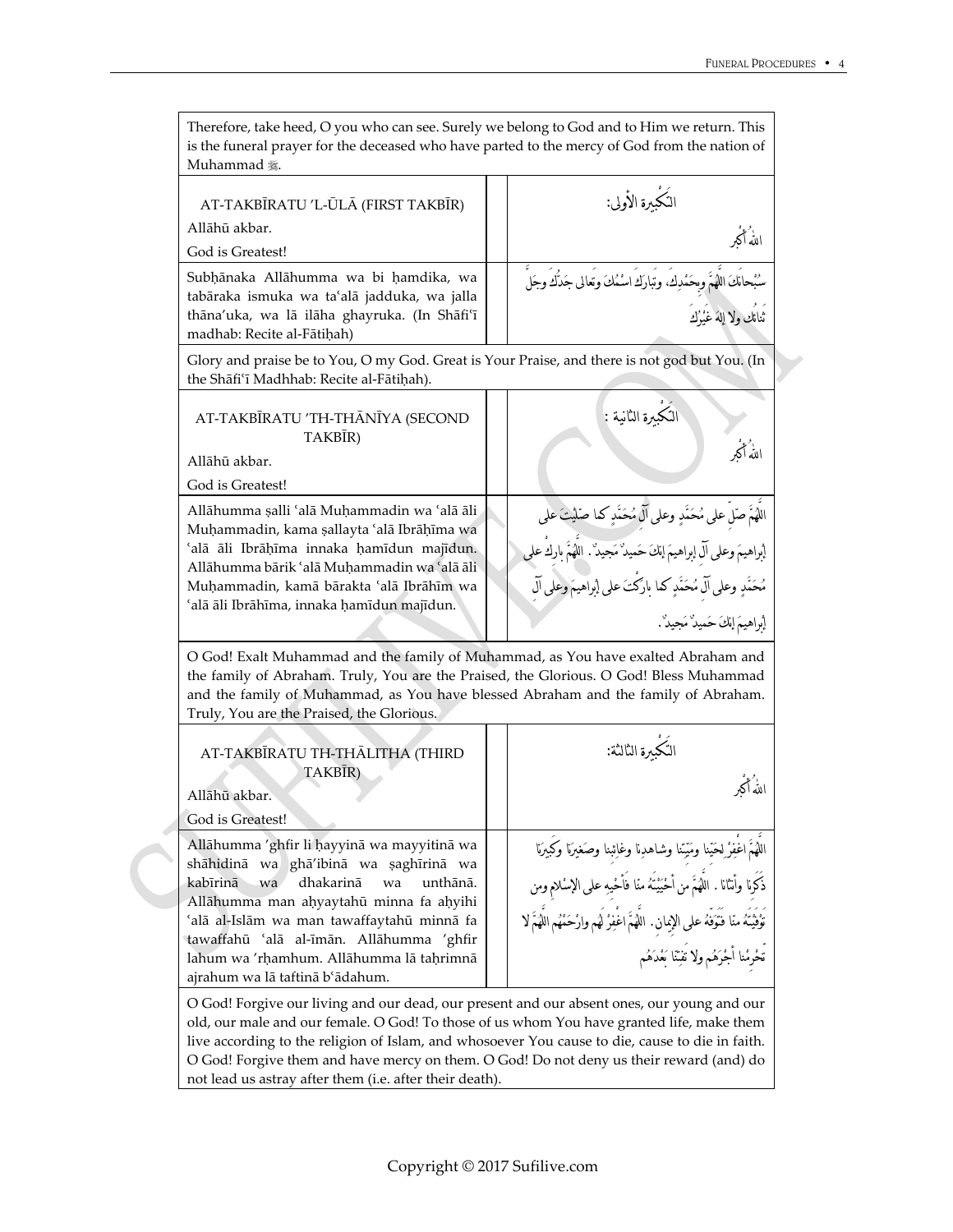Therefore, take heed, O you who can see. Surely we belong to God and to Him we return. This is the funeral prayer for the deceased who have parted to the mercy of God from the nation of Muhammad ﷺ.

| | |
|---|---|
| AT-TAKBĪRATU ’L-ŪLĀ (FIRST TAKBĪR)<br>Allāhū akbar.<br>God is Greatest! | التَكْبِيرة الأولى:<br>اللهُ أكبر |
| Subḥānaka Allāhumma wa bi ḥamdika, wa tabāraka ismuka wa taʿalā jadduka, wa jalla thāna’uka, wa lā ilāha ghayruka. (In Shāfiʿī madhab: Recite al-Fātiḥah) | سُبْحانَكَ اللَّهمَّ وبِحَمْدِكَ، وتَبارَكَ اسْمُكَ وتَعالى جَدُّكَ وجَلَّ ثَناؤكَ ولا إلهَ غَيْرُكَ |

Glory and praise be to You, O my God. Great is Your Praise, and there is not god but You. (In the Shāfiʿī Madhhab: Recite al-Fātiḥah).

| | |
|---|---|
| AT-TAKBĪRATU ’TH-THĀNĪYA (SECOND TAKBĪR)<br>Allāhū akbar.<br>God is Greatest! | التَكْبِيرة الثانية :<br>اللهُ أكبر |
| Allāhumma ṣalli ʿalā Muḥammadin wa ʿalā āli Muḥammadin, kama ṣallayta ʿalā Ibrāḥīma wa ʿalā āli Ibrāḥīma innaka ḥamīdun majīdun. Allāhumma bārik ʿalā Muḥammadin wa ʿalā āli Muḥammadin, kamā bārakta ʿalā Ibrāhīm wa ʿalā āli Ibrāhīma, innaka ḥamīdun majīdun. | اللَّهمَّ صَلِّ على مُحَمَّدٍ وعلى آلِ مُحَمَّدٍ كما صَلَّيْتَ على إبراهيمَ وعلى آلِ إبراهيمَ إنكَ حَميدٌ مَجيدٌ. اللَّهُمَّ بارِكْ على مُحَمَّدٍ وعلى آلِ مُحَمَّدٍ كما بارَكْتَ على إبراهيمَ وعلى آلِ إبراهيمَ إنكَ حَميدٌ مَجيدٌ. |

O God! Exalt Muhammad and the family of Muhammad, as You have exalted Abraham and the family of Abraham. Truly, You are the Praised, the Glorious. O God! Bless Muhammad and the family of Muhammad, as You have blessed Abraham and the family of Abraham. Truly, You are the Praised, the Glorious.

| | |
|---|---|
| AT-TAKBĪRATU TH-THĀLITHA (THIRD TAKBĪR)<br>Allāhū akbar.<br>God is Greatest! | التَكْبِيرة الثالثة:<br>اللهُ أكبر |
| Allāhumma ’ghfir li ḥayyinā wa mayyitinā wa shāhidinā wa ghā’ibinā wa ṣaghīrinā wa kabīrinā wa dhakarinā wa unthānā. Allāhumma man aḥyaytahū minna fa aḥyihi ʿalā al-Islām wa man tawaffaytahū minnā fa tawaffahū ʿalā al-īmān. Allāhumma ’ghfir lahum wa ’rḥamhum. Allāhumma lā taḥrimnā ajrahum wa lā taftinā bʿādahum. | اللَّهمَّ اغْفِرْ لِحَيِّنا ومَيِّتِنا وشاهِدِنا وغائِبِنا وصَغيرِنا وكَبيرِنا ذَكَرِنا وأُنْثانا . اللَّهُمَّ من أَحْيَيْتَهُ منا فَأَحْيِهِ على الإسْلامِ ومن تَوَفَّيْتَهُ منا فَتَوَفَّهُ على الإيمانِ. اللَّهمَّ اغْفِرْ لَهم وارْحَمْهُم اللَّهمَّ لا تَحْرِمْنا أَجْرَهُم ولا تَفْتِنّا بَعْدَهُم |

O God! Forgive our living and our dead, our present and our absent ones, our young and our old, our male and our female. O God! To those of us whom You have granted life, make them live according to the religion of Islam, and whosoever You cause to die, cause to die in faith. O God! Forgive them and have mercy on them. O God! Do not deny us their reward (and) do not lead us astray after them (i.e. after their death).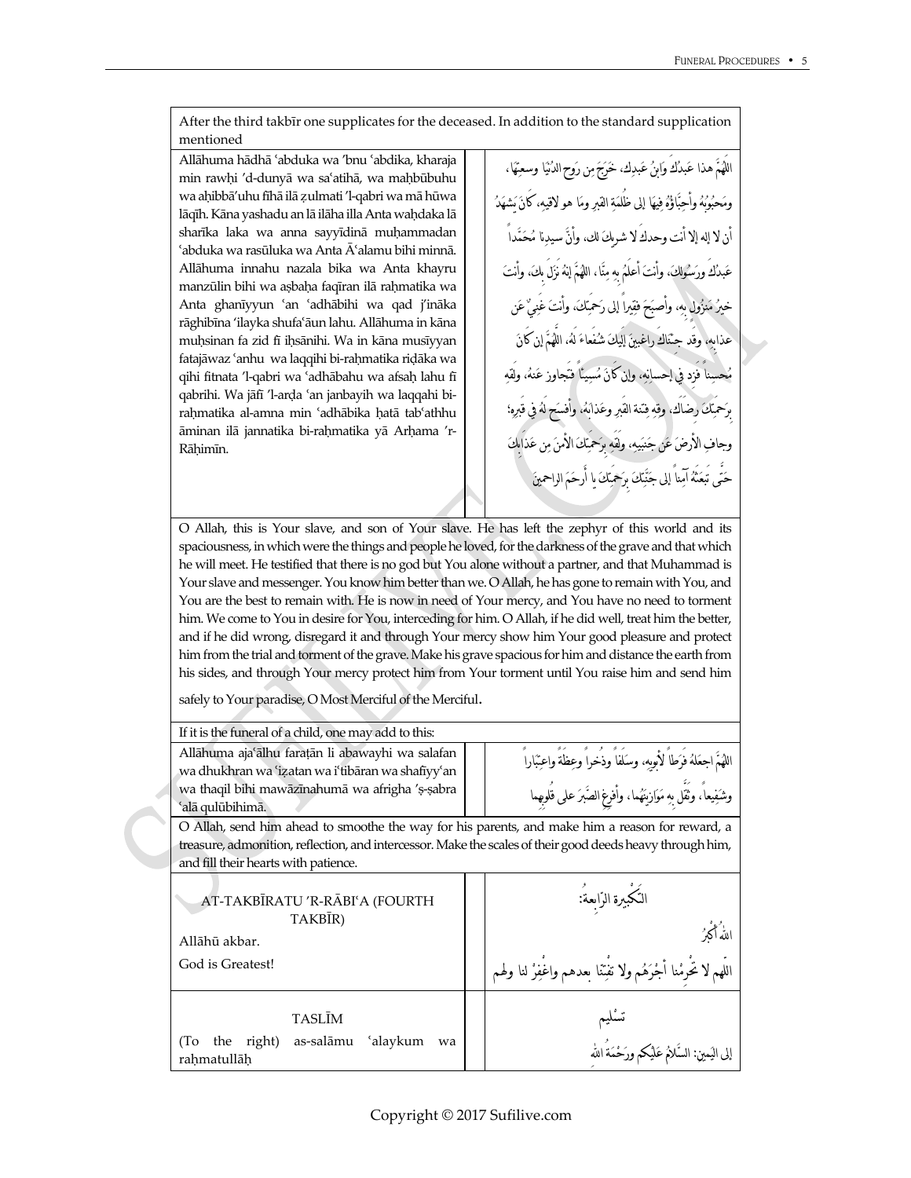After the third takbīr one supplicates for the deceased. In addition to the standard supplication mentioned

| | |
|---|---|
| Allāhuma hādhā ʿabduka wa ʾbnu ʿabdika, kharaja min rawḥi ʾd-dunyā wa saʿatihā, wa maḥbūbuhu wa aḥibbāʾuhu fīhā ilā ẓulmati ʾl-qabri wa mā hūwa lāqīh. Kāna yashadu an lā ilāha illa Anta waḥdaka lā sharīka laka wa anna sayyīdinā muḥammadan ʿabduka wa rasūluka wa Anta Āʿalamu bihi minnā. Allāhuma innahu nazala bika wa Anta khayru manzūlin bihi wa aṣbaḥa faqīran ilā raḥmatika wa Anta ghanīyyun ʿan ʿadhābihi wa qad jʾinākа rāghibīna ʿilayka shufaʿāun lahu. Allāhuma in kāna muḥsinan fa zid fī iḥsānihi. Wa in kāna musīyyan fatajāwaz ʿanhu wa laqqihi bi-raḥmatika riḍāka wa qihi fitnata ʾl-qabri wa ʿadhābahu wa afsaḥ lahu fī qabrihi. Wa jāfī ʾl-arḍa ʿan janbayih wa laqqahi bi-raḥmatika al-amna min ʿadhābika ḥatā tabʿathhu āminan ilā jannatika bi-raḥmatika yā Arḥama ʾr-Rāḥimīn. | اللهمَّ هذا عَبدُكَ وَابنُ عَبدِك، خَرَجَ مِن رَوحِ الدُنيا وسعتِها، ومَحبُوبُهُ وأحِبّاؤُهُ فِيهَا إلى ظُلمَةِ القبرِ ومَا هو لاقِيه، كانَ يَشهَدُ أن لا إله إلا أنت وحدكَ لا شريكَ لك، وأنَّ سيدِنا مُحَمَّداً عَبدُكَ ورسُولُكَ، وأنتَ أعلَمُ بهِ مِنّا، اللهمَّ إنَّهُ نَزلَ بكَ، وأنتَ خيرُ مَنزُولٍ بهِ، وأصبحَ فقيراً إلى رَحمَتِكَ، وأنتَ غَنِيٌّ عَن عذابِهِ، وقد جِئناكَ راغبينَ إليكَ شُفَعاءَ لَهُ، اللَّهمَّ إن كانَ مُحسناً فزِد في إحسانِهِ، وإن كانَ مُسيئاً فتَجاوز عَنهُ، ولقِّهِ برَحمَتِكَ رِضاكَ، وقِهِ فِتنةَ القبرِ وعذابَهُ، وأفسِح لهُ في قَبرِه، وجافِ الأرضَ عَن جَنبَيهِ، ولقِّهِ برَحمَتِكَ الأمنَ مِن عَذابِكَ حتّى تَبعَثَهُ آمناً إلى جَنَّتِكَ برَحمَتِكَ يا أرحمَ الراحمينَ |

O Allah, this is Your slave, and son of Your slave. He has left the zephyr of this world and its spaciousness, in which were the things and people he loved, for the darkness of the grave and that which he will meet. He testified that there is no god but You alone without a partner, and that Muhammad is Your slave and messenger. You know him better than we. O Allah, he has gone to remain with You, and You are the best to remain with. He is now in need of Your mercy, and You have no need to torment him. We come to You in desire for You, interceding for him. O Allah, if he did well, treat him the better, and if he did wrong, disregard it and through Your mercy show him Your good pleasure and protect him from the trial and torment of the grave. Make his grave spacious for him and distance the earth from his sides, and through Your mercy protect him from Your torment until You raise him and send him safely to Your paradise, O Most Merciful of the Merciful.

If it is the funeral of a child, one may add to this:

| | |
|---|---|
| Allāhuma ajaʿalhu faraṭān li abawayhi wa salafan wa dhukhran wa ʿiẓatan wa iʿtibāran wa shafīyyʿan wa thaqil bihi mawāzīnahumā wa afrigha ʾṣ-ṣabra ʿalā qulūbihimā. | اللهمَّ اجعَلهُ فَرَطاً لأبوَيهِ، وسَلَفاً وذُخراً وعِظَةً واعتِبَاراً وشَفِيعاً، وثَقِّل بهِ مَوَازِينَهُما، وأفرِغِ الصَّبرَ على قُلوبِهما |

O Allah, send him ahead to smoothe the way for his parents, and make him a reason for reward, a treasure, admonition, reflection, and intercessor. Make the scales of their good deeds heavy through him, and fill their hearts with patience.

| | |
|---|---|
| AT-TAKBĪRATU ʾR-RĀBIʿA (FOURTH TAKBĪR)<br>Allāhū akbar.<br>God is Greatest! | التَّكبِيرة الرّابعةُ:<br>اللهُ أكبَرُ<br>اللهم لا تَحرِمْنا أجْرَهُم ولا تَفْتِنّا بعدهم واغْفِرْ لنا ولهم |
| TASLĪM<br>(To the right) as-salāmu ʿalaykum wa raḥmatullāḥ | تَسْلِيم<br>إلى اليمين: السَّلامُ عَلَيكم ورَحمَةُ الله |

Copyright © 2017 Sufilive.com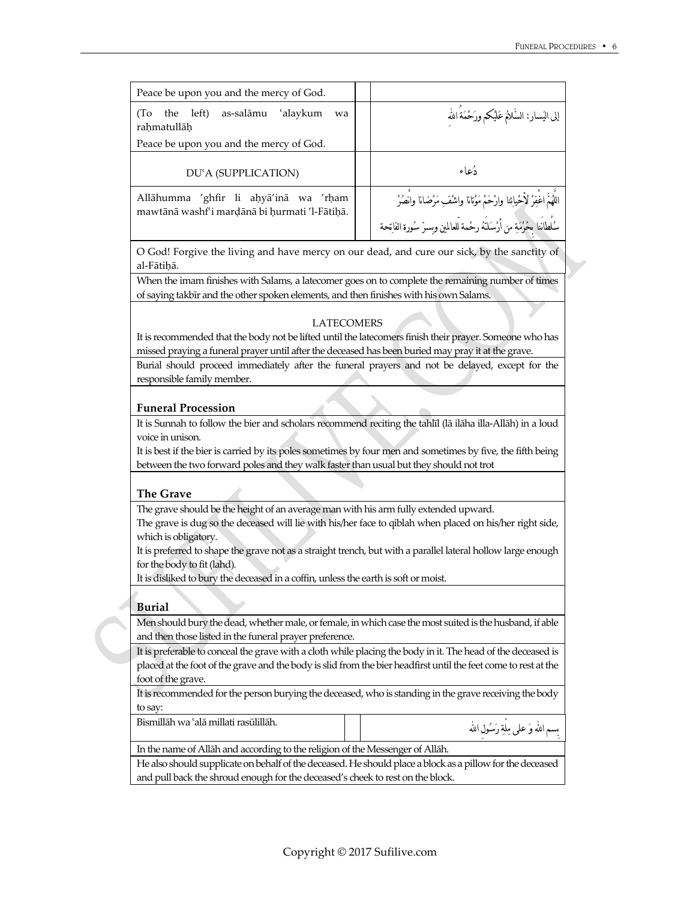| Peace be upon you and the mercy of God. | | |
|---|---|---|
| (To the left) as-salāmu ʿalaykum wa raḥmatullāḥ<br>Peace be upon you and the mercy of God. | | إلى اليسار: السَّلامُ عَلَيكم ورَحْمَةُ اللهِ |
| DUʿA (SUPPLICATION) | | دُعاء |
| Allāhumma ’ghfir li aḥyā’inā wa ’rḥam mawtānā washfʿi marḍānā bi ḥurmati ’l-Fātiḥā. | | اللَّهمَّ اغْفِرْ لأَحْيائنا وارْحَمْ مَوْتانا واشْفِ مَرْضانا وانْصُرْ سُلْطانَنا بِحُرْمَةِ من أَرْسَلْتَهُ رحْمةً للعالمين وبسرّ سُورة الفاتِحة |

O God! Forgive the living and have mercy on our dead, and cure our sick, by the sanctity of al-Fātiḥā.

When the imam finishes with Salams, a latecomer goes on to complete the remaining number of times of saying takbīr and the other spoken elements, and then finishes with his own Salams.

LATECOMERS

It is recommended that the body not be lifted until the latecomers finish their prayer. Someone who has missed praying a funeral prayer until after the deceased has been buried may pray it at the grave.

Burial should proceed immediately after the funeral prayers and not be delayed, except for the responsible family member.

## Funeral Procession

It is Sunnah to follow the bier and scholars recommend reciting the tahlīl (lā ilāha illa-Allāh) in a loud voice in unison.

It is best if the bier is carried by its poles sometimes by four men and sometimes by five, the fifth being between the two forward poles and they walk faster than usual but they should not trot

## The Grave

The grave should be the height of an average man with his arm fully extended upward.

The grave is dug so the deceased will lie with his/her face to qiblah when placed on his/her right side, which is obligatory.

It is preferred to shape the grave not as a straight trench, but with a parallel lateral hollow large enough for the body to fit (lahd).

It is disliked to bury the deceased in a coffin, unless the earth is soft or moist.

## Burial

Men should bury the dead, whether male, or female, in which case the most suited is the husband, if able and then those listed in the funeral prayer preference.

It is preferable to conceal the grave with a cloth while placing the body in it. The head of the deceased is placed at the foot of the grave and the body is slid from the bier headfirst until the feet come to rest at the foot of the grave.

It is recommended for the person burying the deceased, who is standing in the grave receiving the body to say:

| Bismillāh wa ʿalā millati rasūlillāh. | | بِسم اللهِ وَعلى مِلَّةِ رَسُولِ الله |
|---|---|---|

In the name of Allāh and according to the religion of the Messenger of Allāh.

He also should supplicate on behalf of the deceased. He should place a block as a pillow for the deceased and pull back the shroud enough for the deceased’s cheek to rest on the block.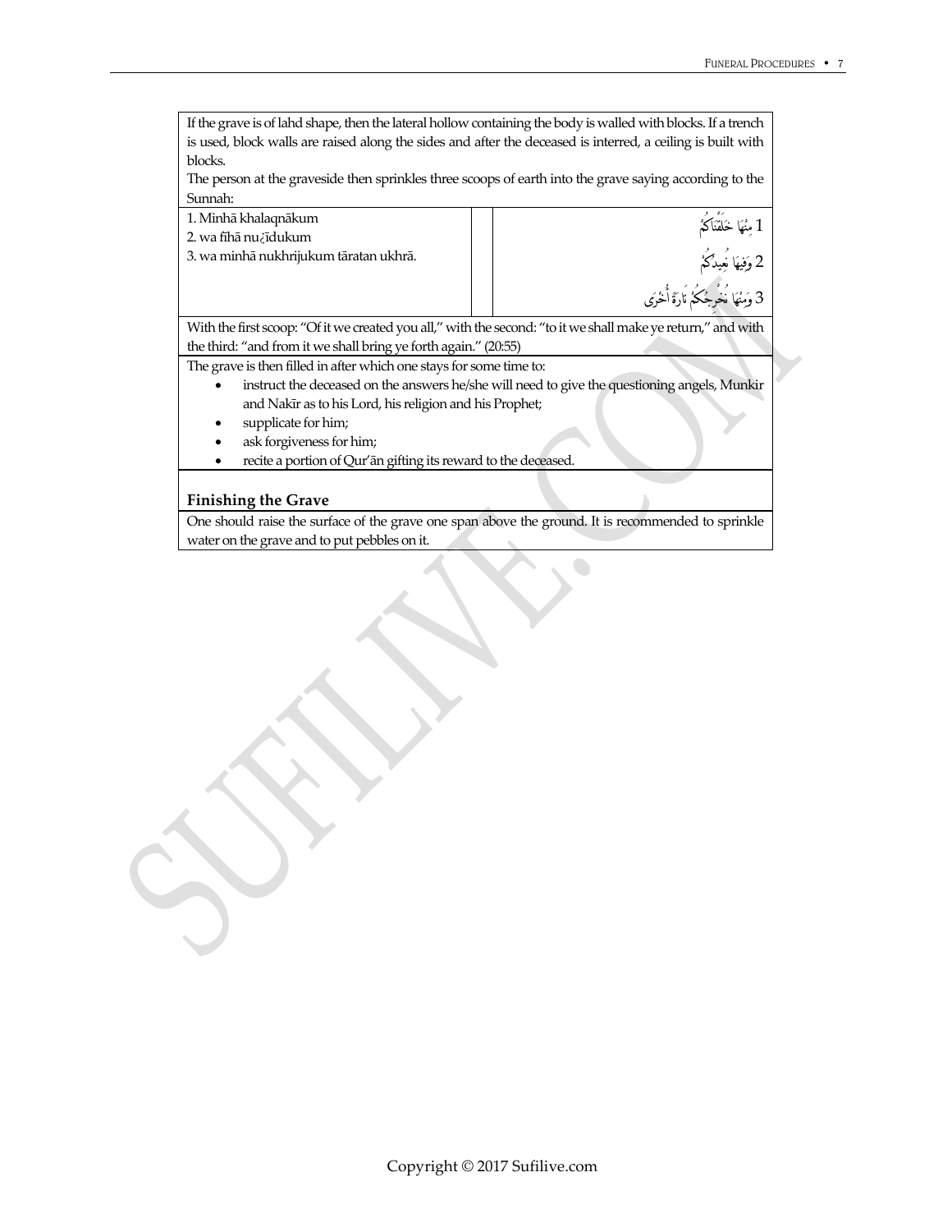If the grave is of lahd shape, then the lateral hollow containing the body is walled with blocks. If a trench is used, block walls are raised along the sides and after the deceased is interred, a ceiling is built with blocks.

The person at the graveside then sprinkles three scoops of earth into the grave saying according to the Sunnah:

| | | |
|---|---|---|
| 1. Minhā khalaqnākum<br>2. wa fīhā nu¿īdukum<br>3. wa minhā nukhrijukum tāratan ukhrā. | | 1 مِنْهَا خَلَقْنَاكُمْ<br>2 وَفِيهَا نُعِيدُكُمْ<br>3 وَمِنْهَا نُخْرِجُكُمْ تَارَةً أُخْرَى |

With the first scoop: "Of it we created you all," with the second: "to it we shall make ye return," and with the third: "and from it we shall bring ye forth again." (20:55)

The grave is then filled in after which one stays for some time to:

- instruct the deceased on the answers he/she will need to give the questioning angels, Munkir and Nakīr as to his Lord, his religion and his Prophet;
- supplicate for him;
- ask forgiveness for him;
- recite a portion of Qur'ān gifting its reward to the deceased.

### Finishing the Grave

One should raise the surface of the grave one span above the ground. It is recommended to sprinkle water on the grave and to put pebbles on it.